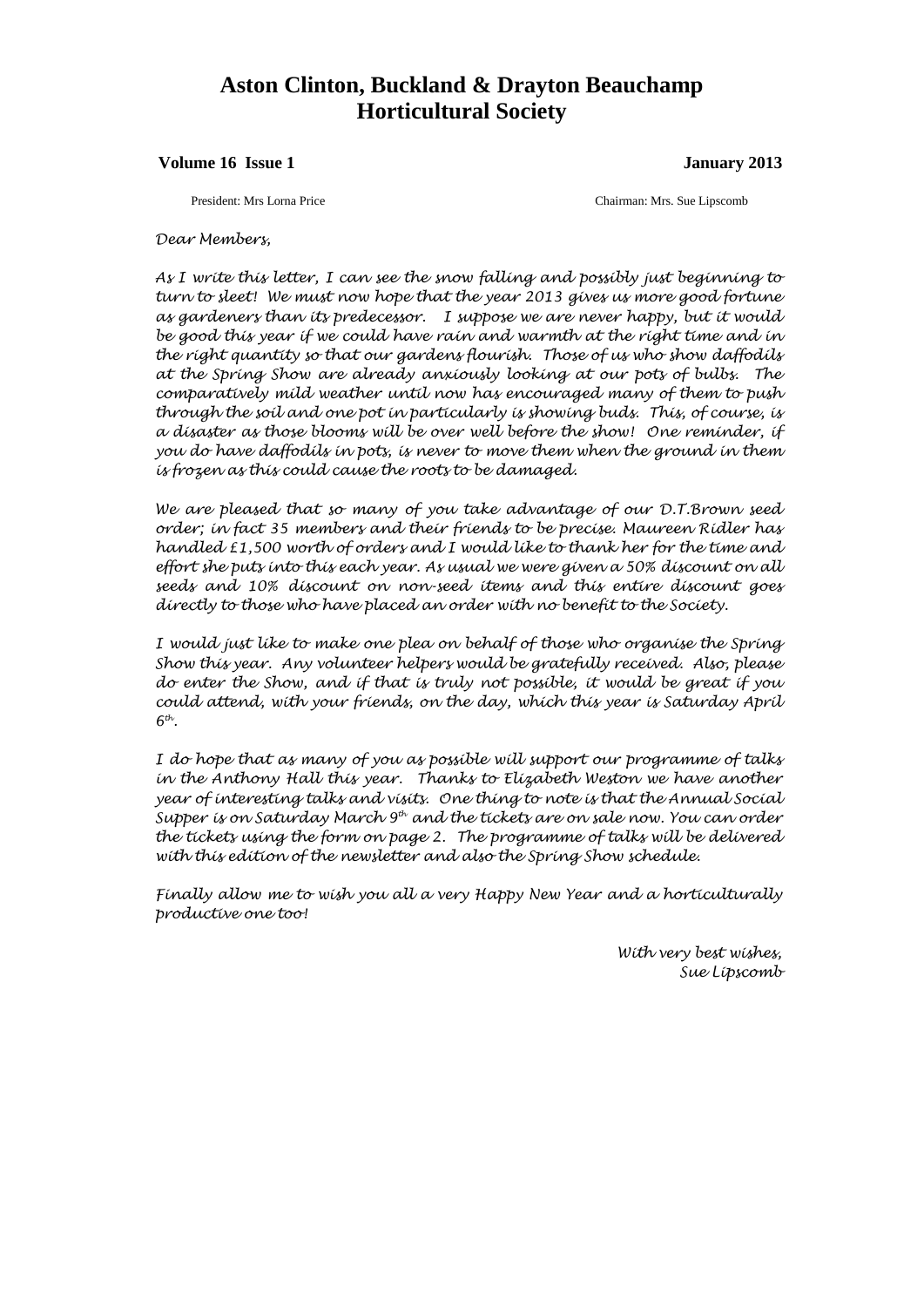# Aston Clinton, Buckland & Drayton Beauchamp Horticultural Society

**Volume 16 Issue 1** **January 2013**

President: Mrs Lorna Price Chairman: Mrs. Sue Lipscomb

*Dear Members,*

*As I write this letter, I can see the snow falling and possibly just beginning to turn to sleet! We must now hope that the year 2013 gives us more good fortune as gardeners than its predecessor. I suppose we are never happy, but it would be good this year if we could have rain and warmth at the right time and in the right quantity so that our gardens flourish. Those of us who show daffodils at the Spring Show are already anxiously looking at our pots of bulbs. The comparatively mild weather until now has encouraged many of them to push through the soil and one pot in particularly is showing buds. This, of course, is a disaster as those blooms will be over well before the show! One reminder, if you do have daffodils in pots, is never to move them when the ground in them is frozen as this could cause the roots to be damaged.*

*We are pleased that so many of you take advantage of our D.T.Brown seed order; in fact 35 members and their friends to be precise. Maureen Ridler has handled £1,500 worth of orders and I would like to thank her for the time and effort she puts into this each year. As usual we were given a 50% discount on all seeds and 10% discount on non-seed items and this entire discount goes directly to those who have placed an order with no benefit to the Society.*

*I would just like to make one plea on behalf of those who organise the Spring Show this year. Any volunteer helpers would be gratefully received. Also, please do enter the Show, and if that is truly not possible, it would be great if you could attend, with your friends, on the day, which this year is Saturday April 6th.*

*I do hope that as many of you as possible will support our programme of talks in the Anthony Hall this year. Thanks to Elizabeth Weston we have another year of interesting talks and visits. One thing to note is that the Annual Social Supper is on Saturday March 9th and the tickets are on sale now. You can order the tickets using the form on page 2. The programme of talks will be delivered with this edition of the newsletter and also the Spring Show schedule.*

*Finally allow me to wish you all a very Happy New Year and a horticulturally productive one too!*

*With very best wishes,*
*Sue Lipscomb*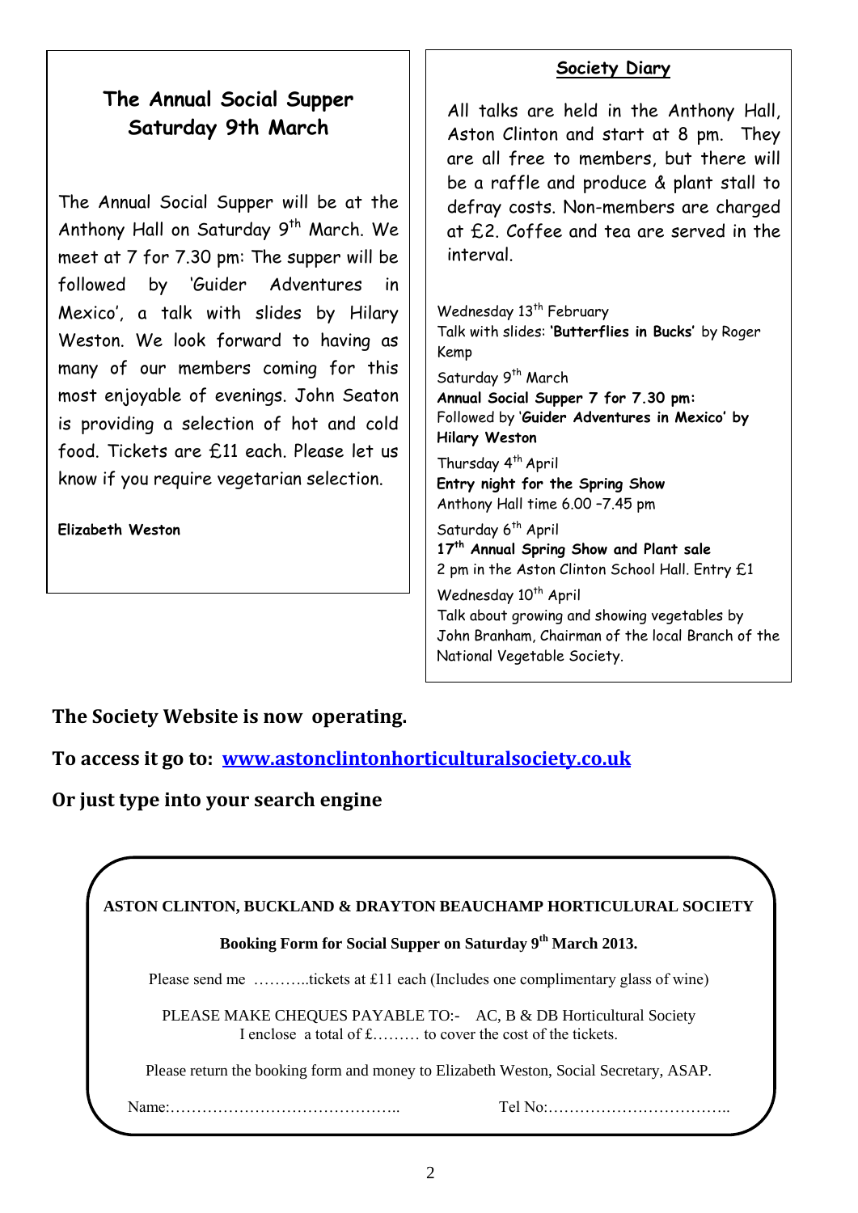## The Annual Social Supper Saturday 9th March

The Annual Social Supper will be at the Anthony Hall on Saturday 9th March. We meet at 7 for 7.30 pm: The supper will be followed by 'Guider Adventures in Mexico', a talk with slides by Hilary Weston. We look forward to having as many of our members coming for this most enjoyable of evenings. John Seaton is providing a selection of hot and cold food. Tickets are £11 each. Please let us know if you require vegetarian selection.

**Elizabeth Weston**

## Society Diary

All talks are held in the Anthony Hall, Aston Clinton and start at 8 pm. They are all free to members, but there will be a raffle and produce & plant stall to defray costs. Non-members are charged at £2. Coffee and tea are served in the interval.

Wednesday 13th February
Talk with slides: '**Butterflies in Bucks**' by Roger Kemp

Saturday 9th March
**Annual Social Supper 7 for 7.30 pm:**
Followed by '**Guider Adventures in Mexico' by Hilary Weston**

Thursday 4th April
**Entry night for the Spring Show**
Anthony Hall time 6.00 –7.45 pm

Saturday 6th April
**17th Annual Spring Show and Plant sale**
2 pm in the Aston Clinton School Hall. Entry £1

Wednesday 10th April
Talk about growing and showing vegetables by John Branham, Chairman of the local Branch of the National Vegetable Society.

**The Society Website is now operating.**

**To access it go to: www.astonclintonhorticulturalsociety.co.uk**

**Or just type into your search engine**

**ASTON CLINTON, BUCKLAND & DRAYTON BEAUCHAMP HORTICULURAL SOCIETY**

**Booking Form for Social Supper on Saturday 9th March 2013.**

Please send me ………..tickets at £11 each (Includes one complimentary glass of wine)

PLEASE MAKE CHEQUES PAYABLE TO:- AC, B & DB Horticultural Society
I enclose a total of £……… to cover the cost of the tickets.

Please return the booking form and money to Elizabeth Weston, Social Secretary, ASAP.

Name:…………………………………….. Tel No:……………………………..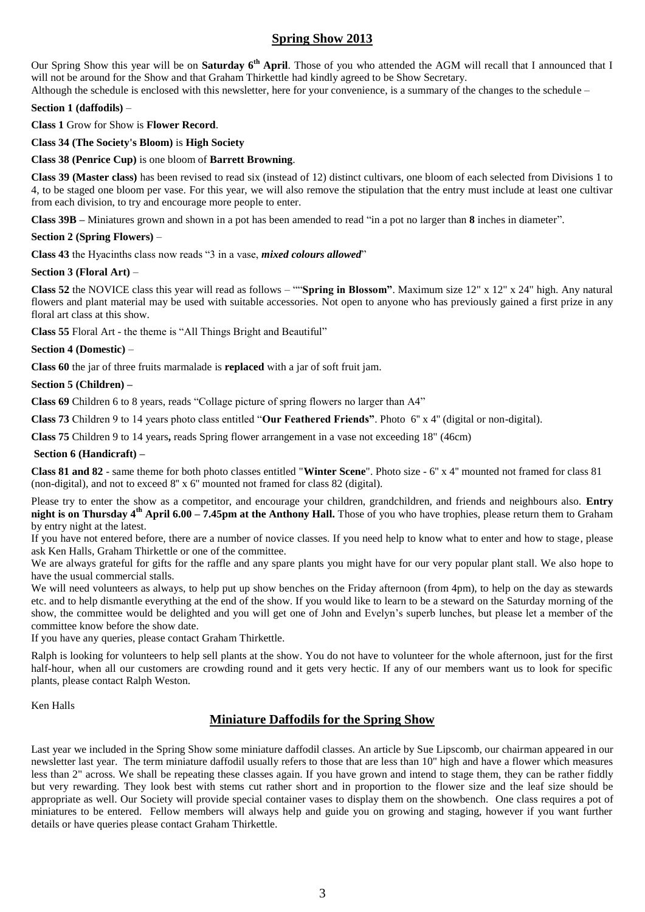## Spring Show 2013

Our Spring Show this year will be on **Saturday 6th April**. Those of you who attended the AGM will recall that I announced that I will not be around for the Show and that Graham Thirkettle had kindly agreed to be Show Secretary.
Although the schedule is enclosed with this newsletter, here for your convenience, is a summary of the changes to the schedule –

**Section 1 (daffodils)** –

**Class 1** Grow for Show is **Flower Record**.

**Class 34 (The Society's Bloom)** is **High Society**

**Class 38 (Penrice Cup)** is one bloom of **Barrett Browning**.

**Class 39 (Master class)** has been revised to read six (instead of 12) distinct cultivars, one bloom of each selected from Divisions 1 to 4, to be staged one bloom per vase. For this year, we will also remove the stipulation that the entry must include at least one cultivar from each division, to try and encourage more people to enter.

**Class 39B –** Miniatures grown and shown in a pot has been amended to read "in a pot no larger than **8** inches in diameter".

**Section 2 (Spring Flowers)** –

**Class 43** the Hyacinths class now reads "3 in a vase, ***mixed colours allowed***"

**Section 3 (Floral Art)** –

**Class 52** the NOVICE class this year will read as follows – ""**Spring in Blossom"**. Maximum size 12" x 12" x 24" high. Any natural flowers and plant material may be used with suitable accessories. Not open to anyone who has previously gained a first prize in any floral art class at this show.

**Class 55** Floral Art - the theme is "All Things Bright and Beautiful"

**Section 4 (Domestic)** –

**Class 60** the jar of three fruits marmalade is **replaced** with a jar of soft fruit jam.

**Section 5 (Children) –**

**Class 69** Children 6 to 8 years, reads "Collage picture of spring flowers no larger than A4"

**Class 73** Children 9 to 14 years photo class entitled "**Our Feathered Friends"**. Photo 6" x 4" (digital or non-digital).

**Class 75** Children 9 to 14 years**,** reads Spring flower arrangement in a vase not exceeding 18" (46cm)

**Section 6 (Handicraft) –**

**Class 81 and 82** - same theme for both photo classes entitled "**Winter Scene**". Photo size - 6" x 4" mounted not framed for class 81 (non-digital), and not to exceed 8" x 6" mounted not framed for class 82 (digital).

Please try to enter the show as a competitor, and encourage your children, grandchildren, and friends and neighbours also. **Entry night is on Thursday 4th April 6.00 – 7.45pm at the Anthony Hall.** Those of you who have trophies, please return them to Graham by entry night at the latest.
If you have not entered before, there are a number of novice classes. If you need help to know what to enter and how to stage, please ask Ken Halls, Graham Thirkettle or one of the committee.
We are always grateful for gifts for the raffle and any spare plants you might have for our very popular plant stall. We also hope to have the usual commercial stalls.
We will need volunteers as always, to help put up show benches on the Friday afternoon (from 4pm), to help on the day as stewards etc. and to help dismantle everything at the end of the show. If you would like to learn to be a steward on the Saturday morning of the show, the committee would be delighted and you will get one of John and Evelyn's superb lunches, but please let a member of the committee know before the show date.
If you have any queries, please contact Graham Thirkettle.

Ralph is looking for volunteers to help sell plants at the show. You do not have to volunteer for the whole afternoon, just for the first half-hour, when all our customers are crowding round and it gets very hectic. If any of our members want us to look for specific plants, please contact Ralph Weston.

Ken Halls

## Miniature Daffodils for the Spring Show

Last year we included in the Spring Show some miniature daffodil classes. An article by Sue Lipscomb, our chairman appeared in our newsletter last year. The term miniature daffodil usually refers to those that are less than 10" high and have a flower which measures less than 2" across. We shall be repeating these classes again. If you have grown and intend to stage them, they can be rather fiddly but very rewarding. They look best with stems cut rather short and in proportion to the flower size and the leaf size should be appropriate as well. Our Society will provide special container vases to display them on the showbench. One class requires a pot of miniatures to be entered. Fellow members will always help and guide you on growing and staging, however if you want further details or have queries please contact Graham Thirkettle.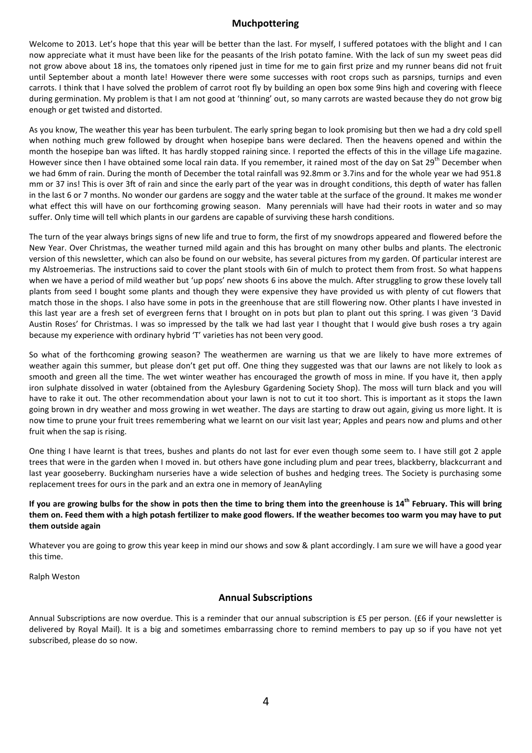## Muchpottering

Welcome to 2013. Let's hope that this year will be better than the last. For myself, I suffered potatoes with the blight and I can now appreciate what it must have been like for the peasants of the Irish potato famine. With the lack of sun my sweet peas did not grow above about 18 ins, the tomatoes only ripened just in time for me to gain first prize and my runner beans did not fruit until September about a month late! However there were some successes with root crops such as parsnips, turnips and even carrots. I think that I have solved the problem of carrot root fly by building an open box some 9ins high and covering with fleece during germination. My problem is that I am not good at 'thinning' out, so many carrots are wasted because they do not grow big enough or get twisted and distorted.

As you know, The weather this year has been turbulent. The early spring began to look promising but then we had a dry cold spell when nothing much grew followed by drought when hosepipe bans were declared. Then the heavens opened and within the month the hosepipe ban was lifted. It has hardly stopped raining since. I reported the effects of this in the village Life magazine. However since then I have obtained some local rain data. If you remember, it rained most of the day on Sat 29th December when we had 6mm of rain. During the month of December the total rainfall was 92.8mm or 3.7ins and for the whole year we had 951.8 mm or 37 ins! This is over 3ft of rain and since the early part of the year was in drought conditions, this depth of water has fallen in the last 6 or 7 months. No wonder our gardens are soggy and the water table at the surface of the ground. It makes me wonder what effect this will have on our forthcoming growing season. Many perennials will have had their roots in water and so may suffer. Only time will tell which plants in our gardens are capable of surviving these harsh conditions.

The turn of the year always brings signs of new life and true to form, the first of my snowdrops appeared and flowered before the New Year. Over Christmas, the weather turned mild again and this has brought on many other bulbs and plants. The electronic version of this newsletter, which can also be found on our website, has several pictures from my garden. Of particular interest are my Alstroemerias. The instructions said to cover the plant stools with 6in of mulch to protect them from frost. So what happens when we have a period of mild weather but 'up pops' new shoots 6 ins above the mulch. After struggling to grow these lovely tall plants from seed I bought some plants and though they were expensive they have provided us with plenty of cut flowers that match those in the shops. I also have some in pots in the greenhouse that are still flowering now. Other plants I have invested in this last year are a fresh set of evergreen ferns that I brought on in pots but plan to plant out this spring. I was given '3 David Austin Roses' for Christmas. I was so impressed by the talk we had last year I thought that I would give bush roses a try again because my experience with ordinary hybrid 'T' varieties has not been very good.

So what of the forthcoming growing season? The weathermen are warning us that we are likely to have more extremes of weather again this summer, but please don't get put off. One thing they suggested was that our lawns are not likely to look as smooth and green all the time. The wet winter weather has encouraged the growth of moss in mine. If you have it, then apply iron sulphate dissolved in water (obtained from the Aylesbury Ggardening Society Shop). The moss will turn black and you will have to rake it out. The other recommendation about your lawn is not to cut it too short. This is important as it stops the lawn going brown in dry weather and moss growing in wet weather. The days are starting to draw out again, giving us more light. It is now time to prune your fruit trees remembering what we learnt on our visit last year; Apples and pears now and plums and other fruit when the sap is rising.

One thing I have learnt is that trees, bushes and plants do not last for ever even though some seem to. I have still got 2 apple trees that were in the garden when I moved in. but others have gone including plum and pear trees, blackberry, blackcurrant and last year gooseberry. Buckingham nurseries have a wide selection of bushes and hedging trees. The Society is purchasing some replacement trees for ours in the park and an extra one in memory of JeanAyling

**If you are growing bulbs for the show in pots then the time to bring them into the greenhouse is 14th February. This will bring them on. Feed them with a high potash fertilizer to make good flowers. If the weather becomes too warm you may have to put them outside again**

Whatever you are going to grow this year keep in mind our shows and sow & plant accordingly. I am sure we will have a good year this time.

Ralph Weston

## Annual Subscriptions

Annual Subscriptions are now overdue. This is a reminder that our annual subscription is £5 per person. (£6 if your newsletter is delivered by Royal Mail). It is a big and sometimes embarrassing chore to remind members to pay up so if you have not yet subscribed, please do so now.